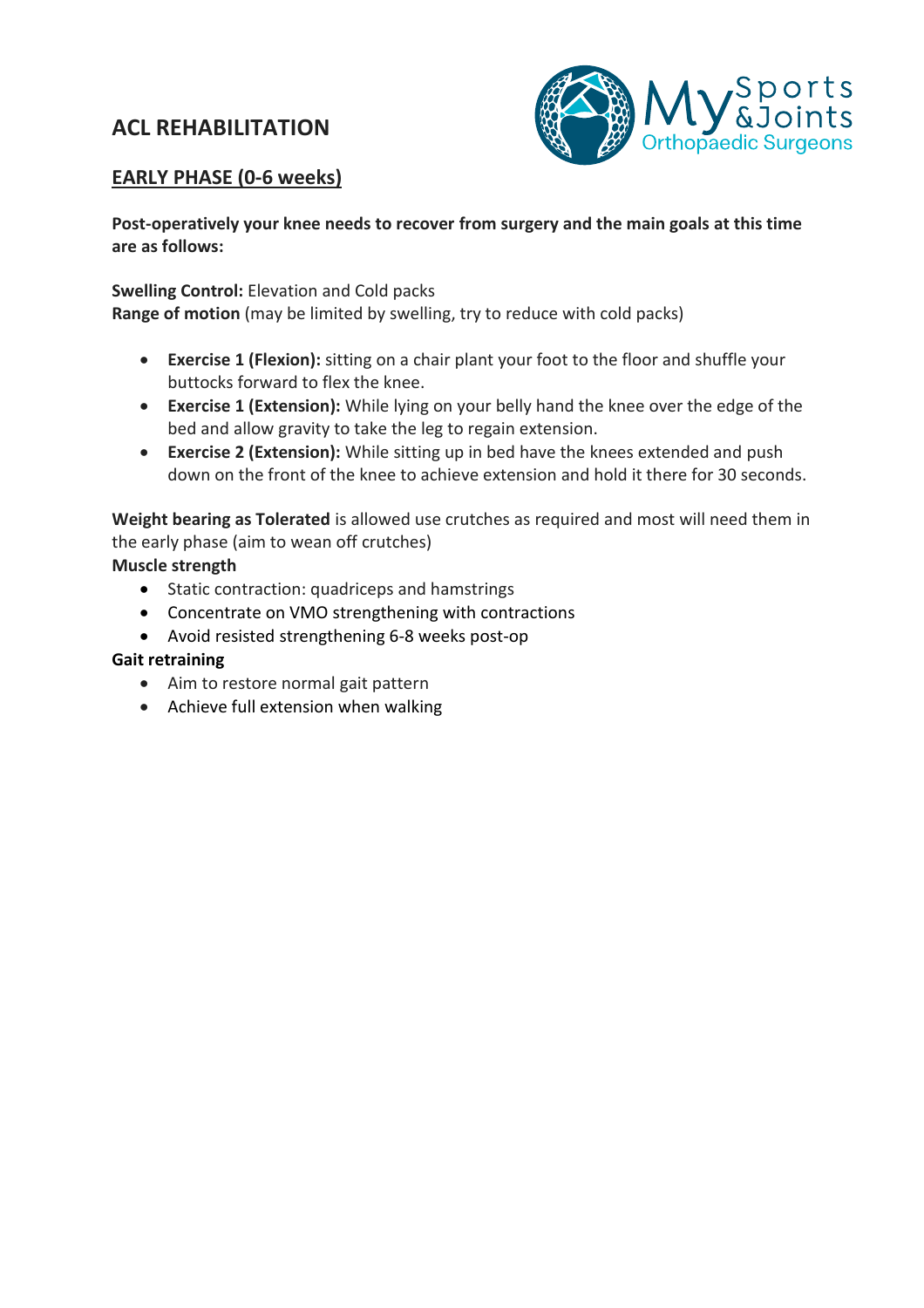# ACL REHABILITATION

## EARLY PHASE (0-6 weeks)

**Post-operatively your knee needs to recover from surgery and the main goals at this time are as follows:**

**Swelling Control:** Elevation and Cold packs
**Range of motion** (may be limited by swelling, try to reduce with cold packs)

- **Exercise 1 (Flexion):** sitting on a chair plant your foot to the floor and shuffle your buttocks forward to flex the knee.
- **Exercise 1 (Extension):** While lying on your belly hand the knee over the edge of the bed and allow gravity to take the leg to regain extension.
- **Exercise 2 (Extension):** While sitting up in bed have the knees extended and push down on the front of the knee to achieve extension and hold it there for 30 seconds.

**Weight bearing as Tolerated** is allowed use crutches as required and most will need them in the early phase (aim to wean off crutches)

**Muscle strength**

- Static contraction: quadriceps and hamstrings
- Concentrate on VMO strengthening with contractions
- Avoid resisted strengthening 6-8 weeks post-op

**Gait retraining**

- Aim to restore normal gait pattern
- Achieve full extension when walking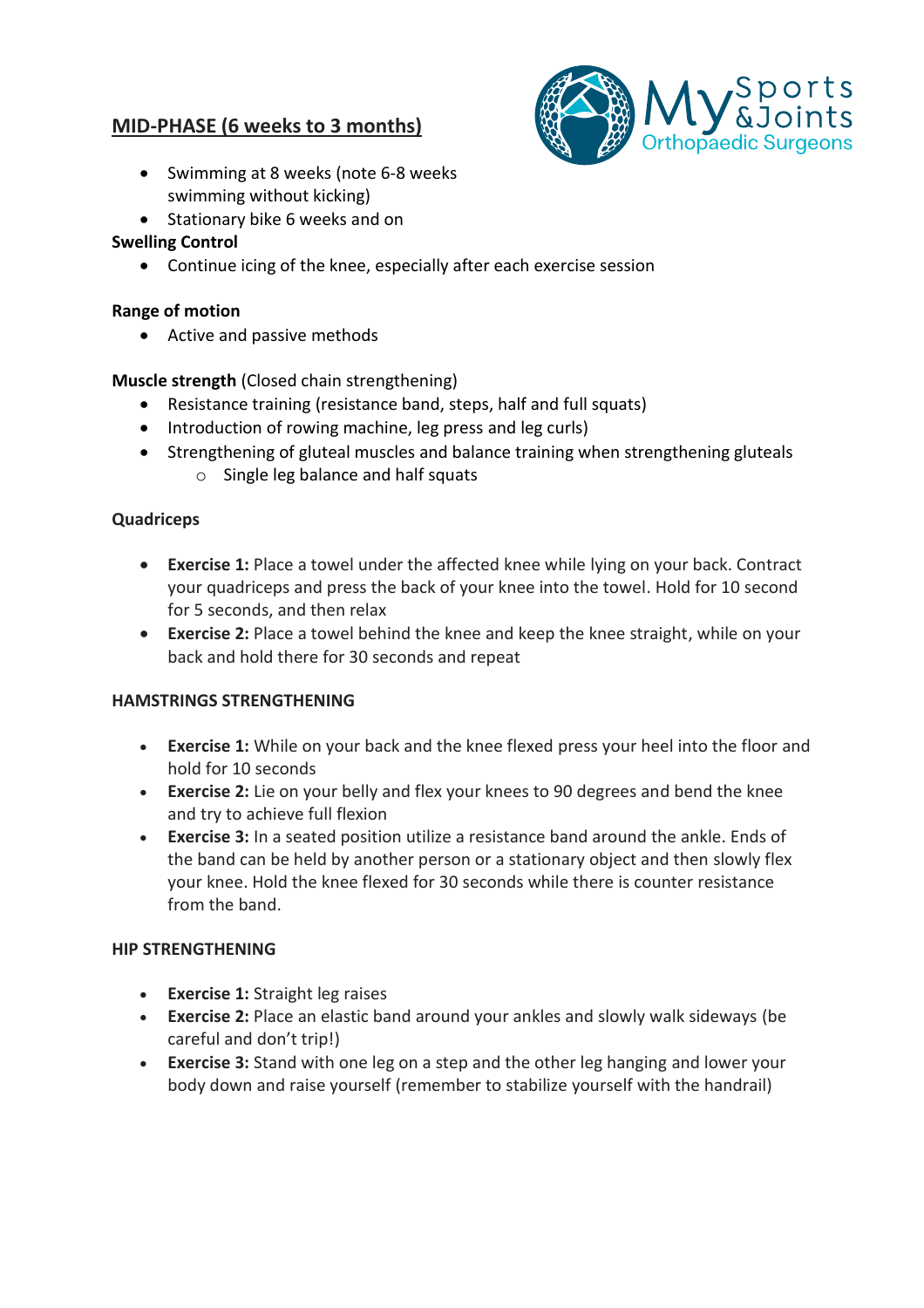## MID-PHASE (6 weeks to 3 months)

- Swimming at 8 weeks (note 6-8 weeks swimming without kicking)
- Stationary bike 6 weeks and on

**Swelling Control**

- Continue icing of the knee, especially after each exercise session

**Range of motion**

- Active and passive methods

**Muscle strength** (Closed chain strengthening)

- Resistance training (resistance band, steps, half and full squats)
- Introduction of rowing machine, leg press and leg curls)
- Strengthening of gluteal muscles and balance training when strengthening gluteals
  - Single leg balance and half squats

**Quadriceps**

- **Exercise 1:** Place a towel under the affected knee while lying on your back. Contract your quadriceps and press the back of your knee into the towel. Hold for 10 second for 5 seconds, and then relax
- **Exercise 2:** Place a towel behind the knee and keep the knee straight, while on your back and hold there for 30 seconds and repeat

**HAMSTRINGS STRENGTHENING**

- **Exercise 1:** While on your back and the knee flexed press your heel into the floor and hold for 10 seconds
- **Exercise 2:** Lie on your belly and flex your knees to 90 degrees and bend the knee and try to achieve full flexion
- **Exercise 3:** In a seated position utilize a resistance band around the ankle. Ends of the band can be held by another person or a stationary object and then slowly flex your knee. Hold the knee flexed for 30 seconds while there is counter resistance from the band.

**HIP STRENGTHENING**

- **Exercise 1:** Straight leg raises
- **Exercise 2:** Place an elastic band around your ankles and slowly walk sideways (be careful and don't trip!)
- **Exercise 3:** Stand with one leg on a step and the other leg hanging and lower your body down and raise yourself (remember to stabilize yourself with the handrail)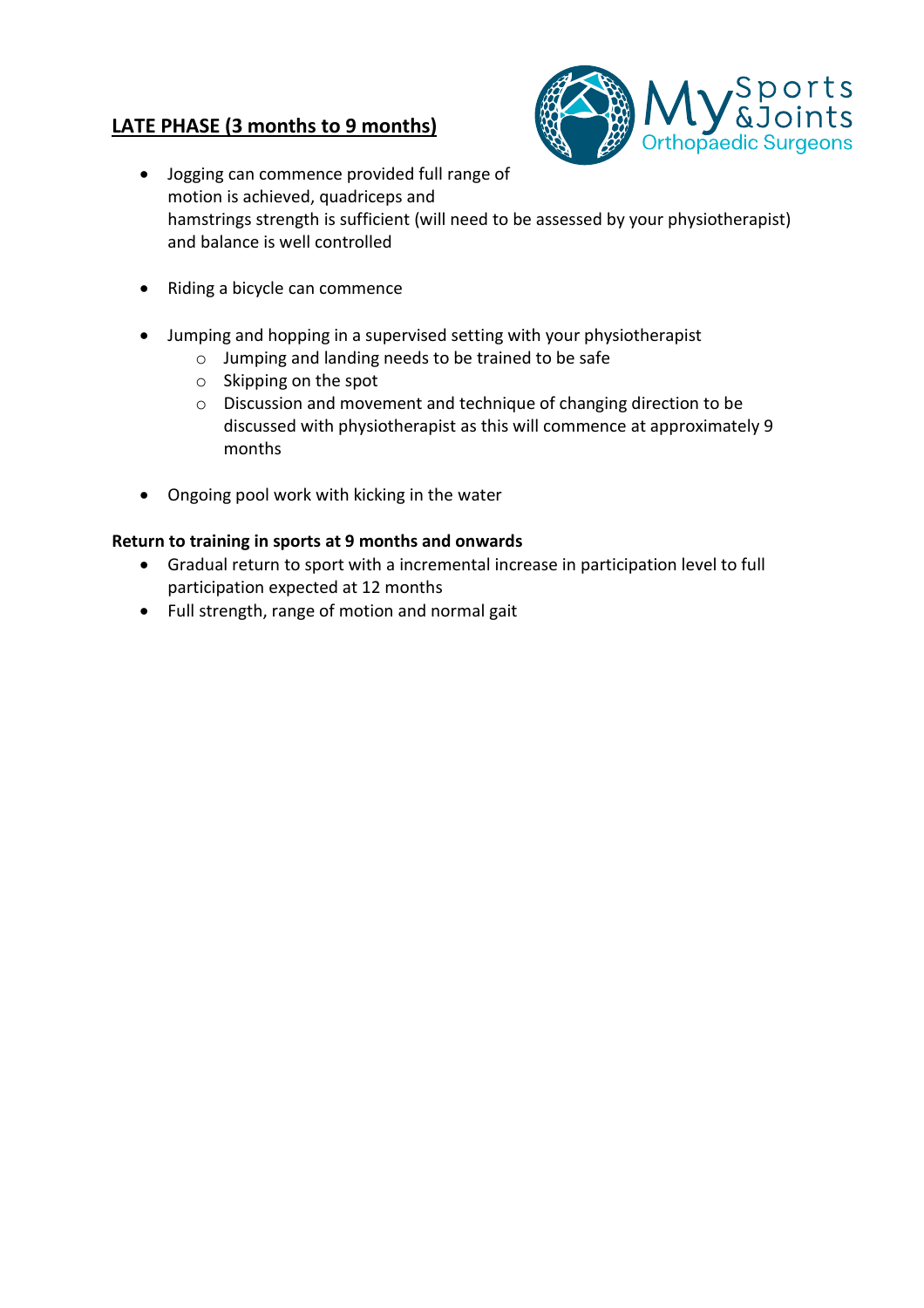## LATE PHASE (3 months to 9 months)

- Jogging can commence provided full range of motion is achieved, quadriceps and hamstrings strength is sufficient (will need to be assessed by your physiotherapist) and balance is well controlled

- Riding a bicycle can commence

- Jumping and hopping in a supervised setting with your physiotherapist
  - Jumping and landing needs to be trained to be safe
  - Skipping on the spot
  - Discussion and movement and technique of changing direction to be discussed with physiotherapist as this will commence at approximately 9 months

- Ongoing pool work with kicking in the water

**Return to training in sports at 9 months and onwards**

- Gradual return to sport with a incremental increase in participation level to full participation expected at 12 months
- Full strength, range of motion and normal gait